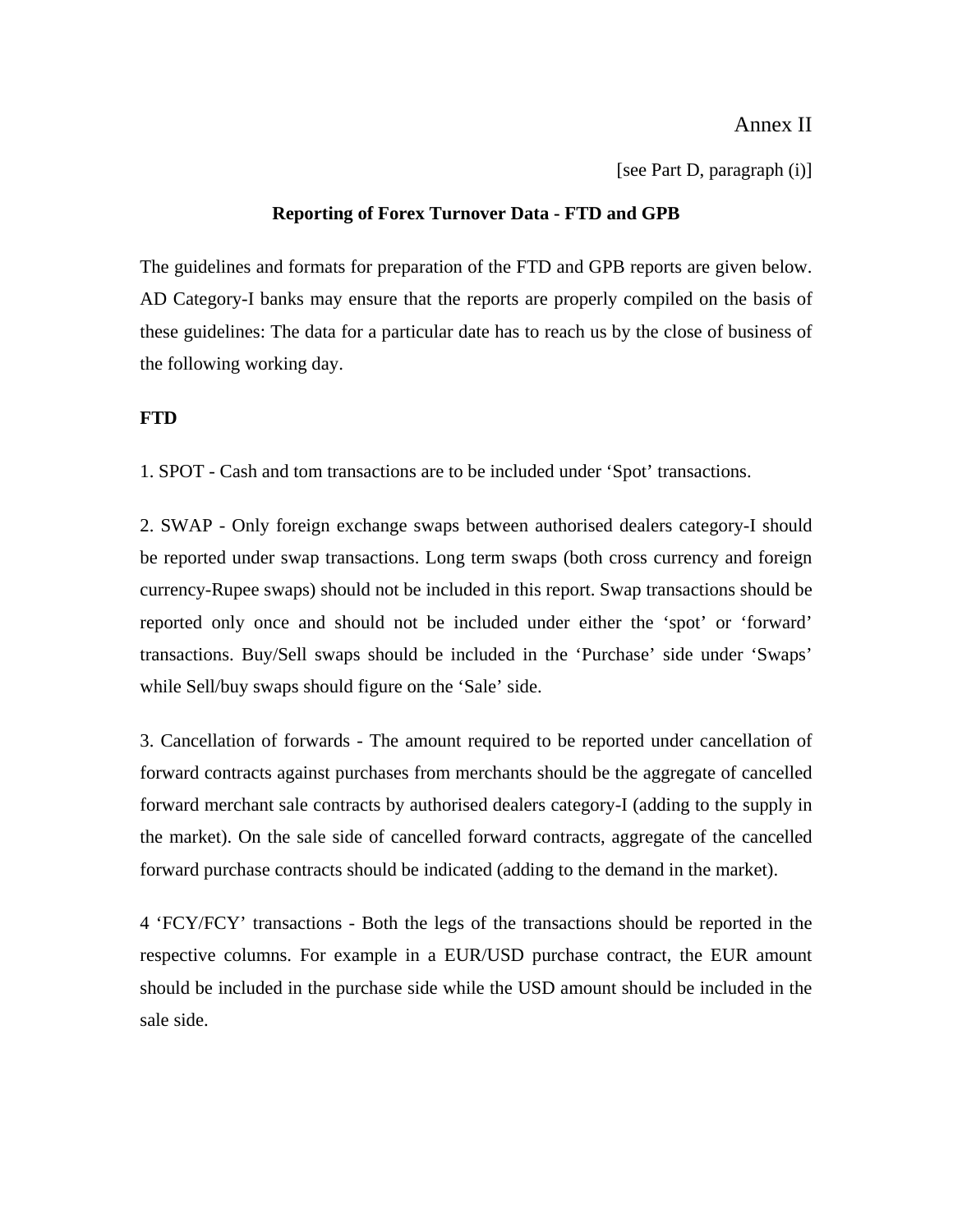Annex II

[see Part D, paragraph (i)]

**Reporting of Forex Turnover Data - FTD and GPB**

The guidelines and formats for preparation of the FTD and GPB reports are given below. AD Category-I banks may ensure that the reports are properly compiled on the basis of these guidelines: The data for a particular date has to reach us by the close of business of the following working day.

**FTD**

1. SPOT - Cash and tom transactions are to be included under 'Spot' transactions.

2. SWAP - Only foreign exchange swaps between authorised dealers category-I should be reported under swap transactions. Long term swaps (both cross currency and foreign currency-Rupee swaps) should not be included in this report. Swap transactions should be reported only once and should not be included under either the 'spot' or 'forward' transactions. Buy/Sell swaps should be included in the 'Purchase' side under 'Swaps' while Sell/buy swaps should figure on the 'Sale' side.

3. Cancellation of forwards - The amount required to be reported under cancellation of forward contracts against purchases from merchants should be the aggregate of cancelled forward merchant sale contracts by authorised dealers category-I (adding to the supply in the market). On the sale side of cancelled forward contracts, aggregate of the cancelled forward purchase contracts should be indicated (adding to the demand in the market).

4 'FCY/FCY' transactions - Both the legs of the transactions should be reported in the respective columns. For example in a EUR/USD purchase contract, the EUR amount should be included in the purchase side while the USD amount should be included in the sale side.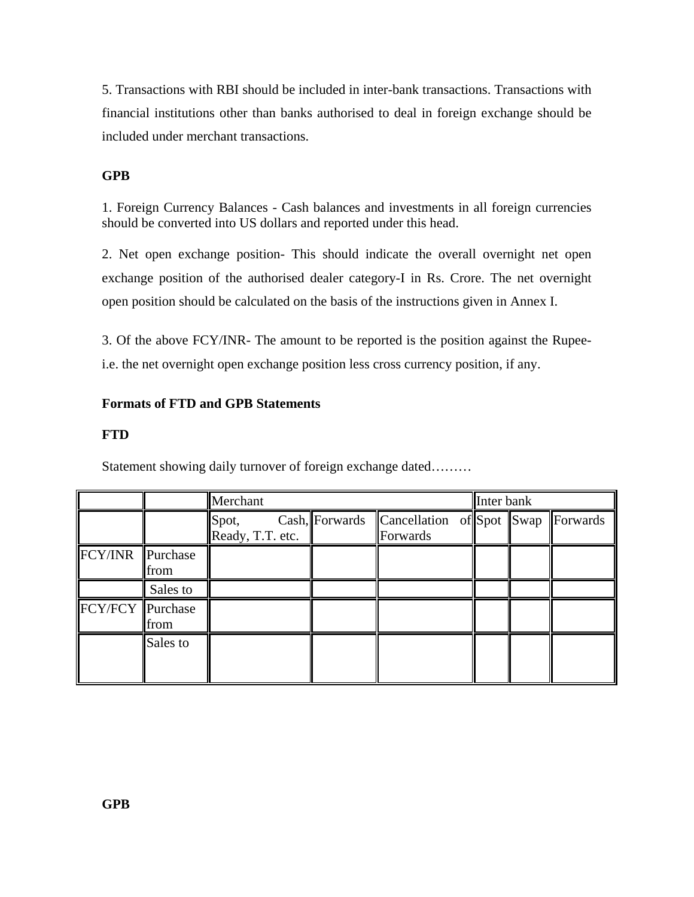5. Transactions with RBI should be included in inter-bank transactions. Transactions with financial institutions other than banks authorised to deal in foreign exchange should be included under merchant transactions.

**GPB**

1. Foreign Currency Balances - Cash balances and investments in all foreign currencies should be converted into US dollars and reported under this head.

2. Net open exchange position- This should indicate the overall overnight net open exchange position of the authorised dealer category-I in Rs. Crore. The net overnight open position should be calculated on the basis of the instructions given in Annex I.

3. Of the above FCY/INR- The amount to be reported is the position against the Rupee- i.e. the net overnight open exchange position less cross currency position, if any.

**Formats of FTD and GPB Statements**

**FTD**

Statement showing daily turnover of foreign exchange dated………

| | | Merchant | | | Inter bank | | |
|---|---|---|---|---|---|---|---|
| | | Spot, Cash, Ready, T.T. etc. | Forwards | Cancellation of Forwards | Spot | Swap | Forwards |
| FCY/INR | Purchase from | | | | | | |
| | Sales to | | | | | | |
| FCY/FCY | Purchase from | | | | | | |
| | Sales to | | | | | | |

**GPB**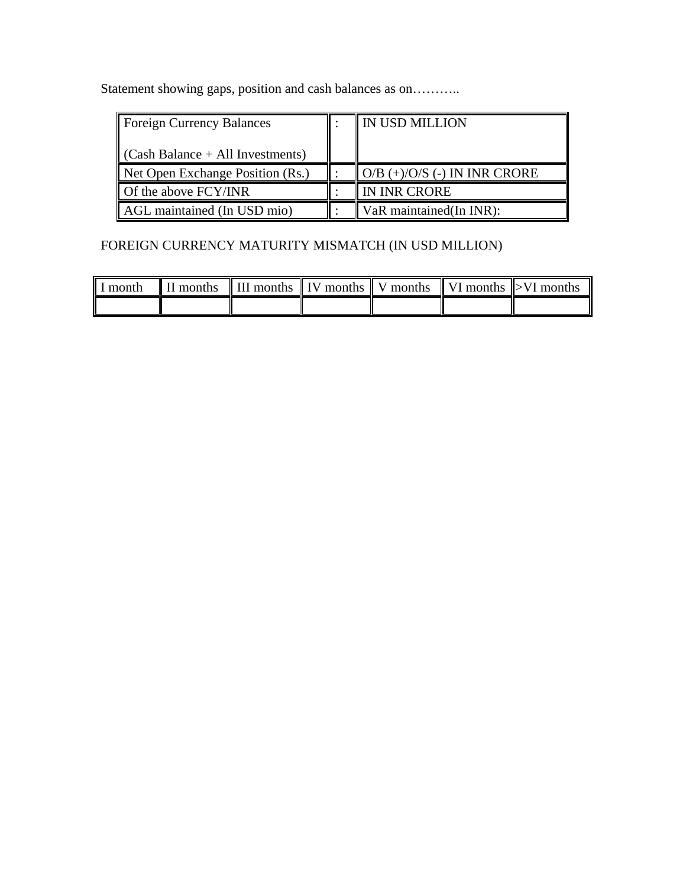Statement showing gaps, position and cash balances as on………..

| | | |
|---|---|---|
| Foreign Currency Balances<br><br>(Cash Balance + All Investments) | : | IN USD MILLION |
| Net Open Exchange Position (Rs.) | : | O/B (+)/O/S (-) IN INR CRORE |
| Of the above FCY/INR | : | IN INR CRORE |
| AGL maintained (In USD mio) | : | VaR maintained(In INR): |

FOREIGN CURRENCY MATURITY MISMATCH (IN USD MILLION)

| I month | II months | III months | IV months | V months | VI months | >VI months |
|---|---|---|---|---|---|---|
| | | | | | | |